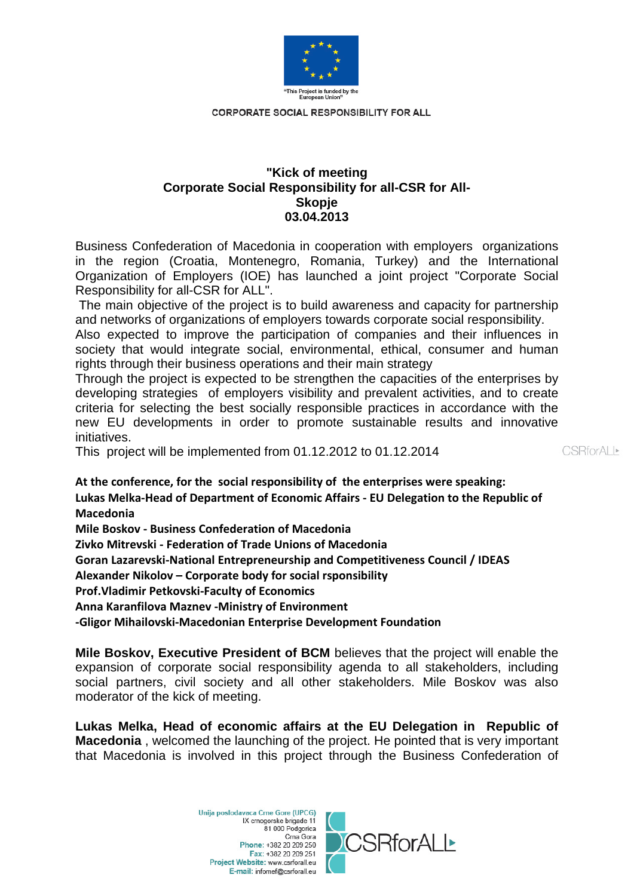CORPORATE SOCIAL RESPONSIBILITY FOR ALL

# "Kick of meeting Corporate Social Responsibility for all-CSR for All- Skopje 03.04.2013

Business Confederation of Macedonia in cooperation with employers organizations in the region (Croatia, Montenegro, Romania, Turkey) and the International Organization of Employers (IOE) has launched a joint project "Corporate Social Responsibility for all-CSR for ALL".

The main objective of the project is to build awareness and capacity for partnership and networks of organizations of employers towards corporate social responsibility.

Also expected to improve the participation of companies and their influences in society that would integrate social, environmental, ethical, consumer and human rights through their business operations and their main strategy

Through the project is expected to be strengthen the capacities of the enterprises by developing strategies of employers visibility and prevalent activities, and to create criteria for selecting the best socially responsible practices in accordance with the new EU developments in order to promote sustainable results and innovative initiatives.

This project will be implemented from 01.12.2012 to 01.12.2014

**At the conference, for the social responsibility of the enterprises were speaking:**

**Lukas Melka-Head of Department of Economic Affairs - EU Delegation to the Republic of Macedonia**

**Mile Boskov - Business Confederation of Macedonia**

**Zivko Mitrevski - Federation of Trade Unions of Macedonia**

**Goran Lazarevski-National Entrepreneurship and Competitiveness Council / IDEAS**

**Alexander Nikolov – Corporate body for social rsponsibility**

**Prof.Vladimir Petkovski-Faculty of Economics**

**Anna Karanfilova Maznev -Ministry of Environment**

**-Gligor Mihailovski-Macedonian Enterprise Development Foundation**

**Mile Boskov, Executive President of BCM** believes that the project will enable the expansion of corporate social responsibility agenda to all stakeholders, including social partners, civil society and all other stakeholders. Mile Boskov was also moderator of the kick of meeting.

**Lukas Melka, Head of economic affairs at the EU Delegation in Republic of Macedonia** , welcomed the launching of the project. He pointed that is very important that Macedonia is involved in this project through the Business Confederation of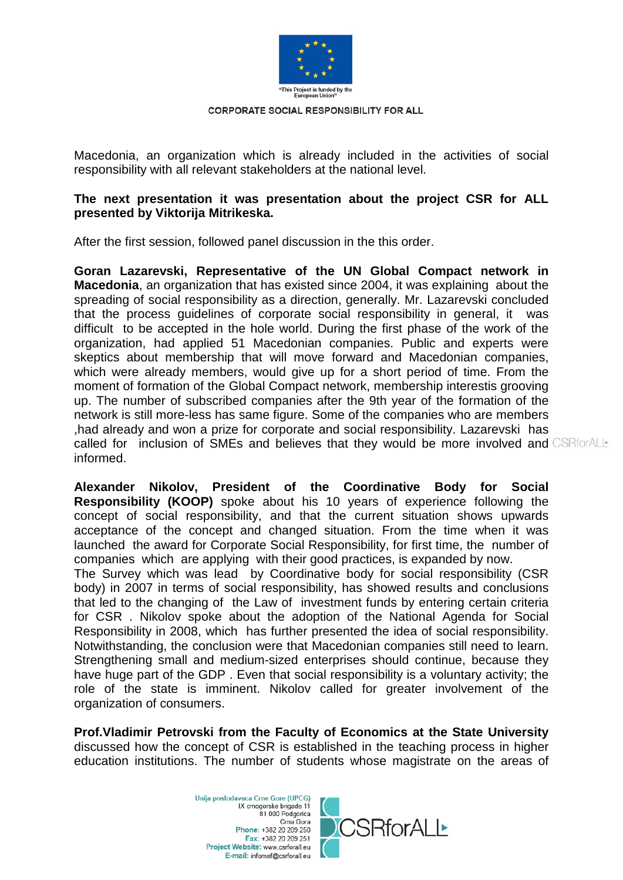Macedonia, an organization which is already included in the activities of social responsibility with all relevant stakeholders at the national level.

**The next presentation it was presentation about the project CSR for ALL presented by Viktorija Mitrikeska.**

After the first session, followed panel discussion in the this order.

**Goran Lazarevski, Representative of the UN Global Compact network in Macedonia**, an organization that has existed since 2004, it was explaining about the spreading of social responsibility as a direction, generally. Mr. Lazarevski concluded that the process guidelines of corporate social responsibility in general, it was difficult to be accepted in the hole world. During the first phase of the work of the organization, had applied 51 Macedonian companies. Public and experts were skeptics about membership that will move forward and Macedonian companies, which were already members, would give up for a short period of time. From the moment of formation of the Global Compact network, membership interestis grooving up. The number of subscribed companies after the 9th year of the formation of the network is still more-less has same figure. Some of the companies who are members ,had already and won a prize for corporate and social responsibility. Lazarevski has called for inclusion of SMEs and believes that they would be more involved and informed.

**Alexander Nikolov, President of the Coordinative Body for Social Responsibility (KOOP)** spoke about his 10 years of experience following the concept of social responsibility, and that the current situation shows upwards acceptance of the concept and changed situation. From the time when it was launched the award for Corporate Social Responsibility, for first time, the number of companies which are applying with their good practices, is expanded by now.
The Survey which was lead by Coordinative body for social responsibility (CSR body) in 2007 in terms of social responsibility, has showed results and conclusions that led to the changing of the Law of investment funds by entering certain criteria for CSR . Nikolov spoke about the adoption of the National Agenda for Social Responsibility in 2008, which has further presented the idea of social responsibility. Notwithstanding, the conclusion were that Macedonian companies still need to learn. Strengthening small and medium-sized enterprises should continue, because they have huge part of the GDP . Even that social responsibility is a voluntary activity; the role of the state is imminent. Nikolov called for greater involvement of the organization of consumers.

**Prof.Vladimir Petrovski from the Faculty of Economics at the State University** discussed how the concept of CSR is established in the teaching process in higher education institutions. The number of students whose magistrate on the areas of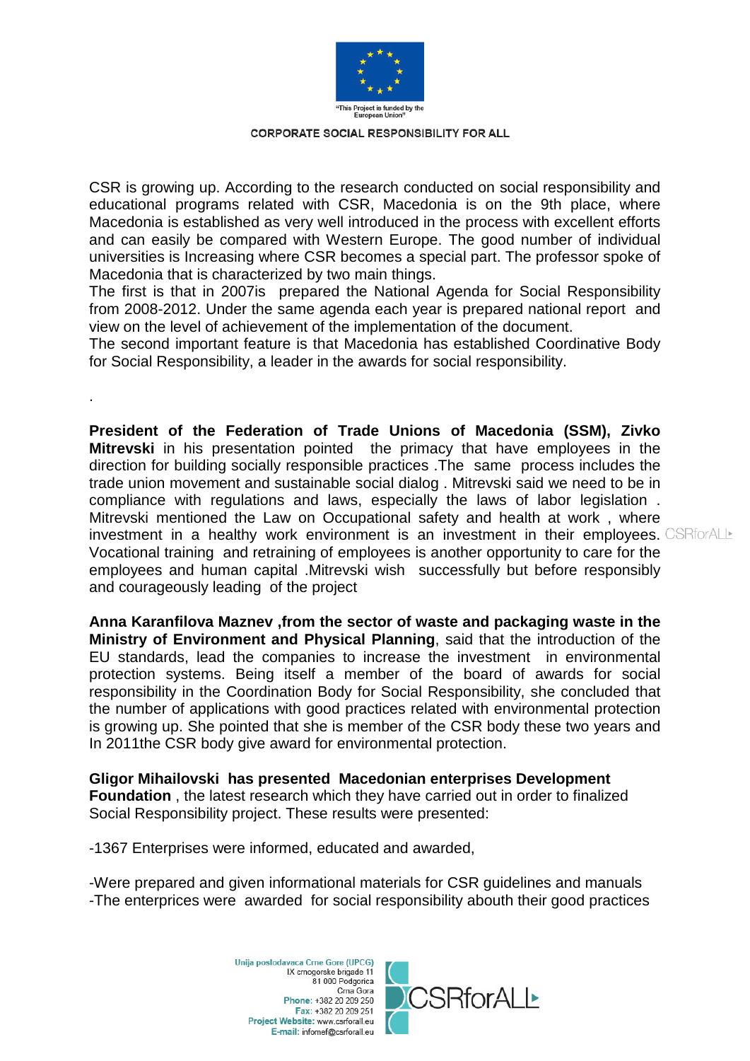CSR is growing up. According to the research conducted on social responsibility and educational programs related with CSR, Macedonia is on the 9th place, where Macedonia is established as very well introduced in the process with excellent efforts and can easily be compared with Western Europe. The good number of individual universities is Increasing where CSR becomes a special part. The professor spoke of Macedonia that is characterized by two main things.
The first is that in 2007is prepared the National Agenda for Social Responsibility from 2008-2012. Under the same agenda each year is prepared national report and view on the level of achievement of the implementation of the document.
The second important feature is that Macedonia has established Coordinative Body for Social Responsibility, a leader in the awards for social responsibility.

.

**President of the Federation of Trade Unions of Macedonia (SSM), Zivko Mitrevski** in his presentation pointed the primacy that have employees in the direction for building socially responsible practices .The same process includes the trade union movement and sustainable social dialog . Mitrevski said we need to be in compliance with regulations and laws, especially the laws of labor legislation . Mitrevski mentioned the Law on Occupational safety and health at work , where investment in a healthy work environment is an investment in their employees. Vocational training and retraining of employees is another opportunity to care for the employees and human capital .Mitrevski wish successfully but before responsibly and courageously leading of the project

**Anna Karanfilova Maznev ,from the sector of waste and packaging waste in the Ministry of Environment and Physical Planning**, said that the introduction of the EU standards, lead the companies to increase the investment in environmental protection systems. Being itself a member of the board of awards for social responsibility in the Coordination Body for Social Responsibility, she concluded that the number of applications with good practices related with environmental protection is growing up. She pointed that she is member of the CSR body these two years and In 2011the CSR body give award for environmental protection.

**Gligor Mihailovski has presented Macedonian enterprises Development Foundation** , the latest research which they have carried out in order to finalized Social Responsibility project. These results were presented:

-1367 Enterprises were informed, educated and awarded,

-Were prepared and given informational materials for CSR guidelines and manuals
-The enterprices were awarded for social responsibility abouth their good practices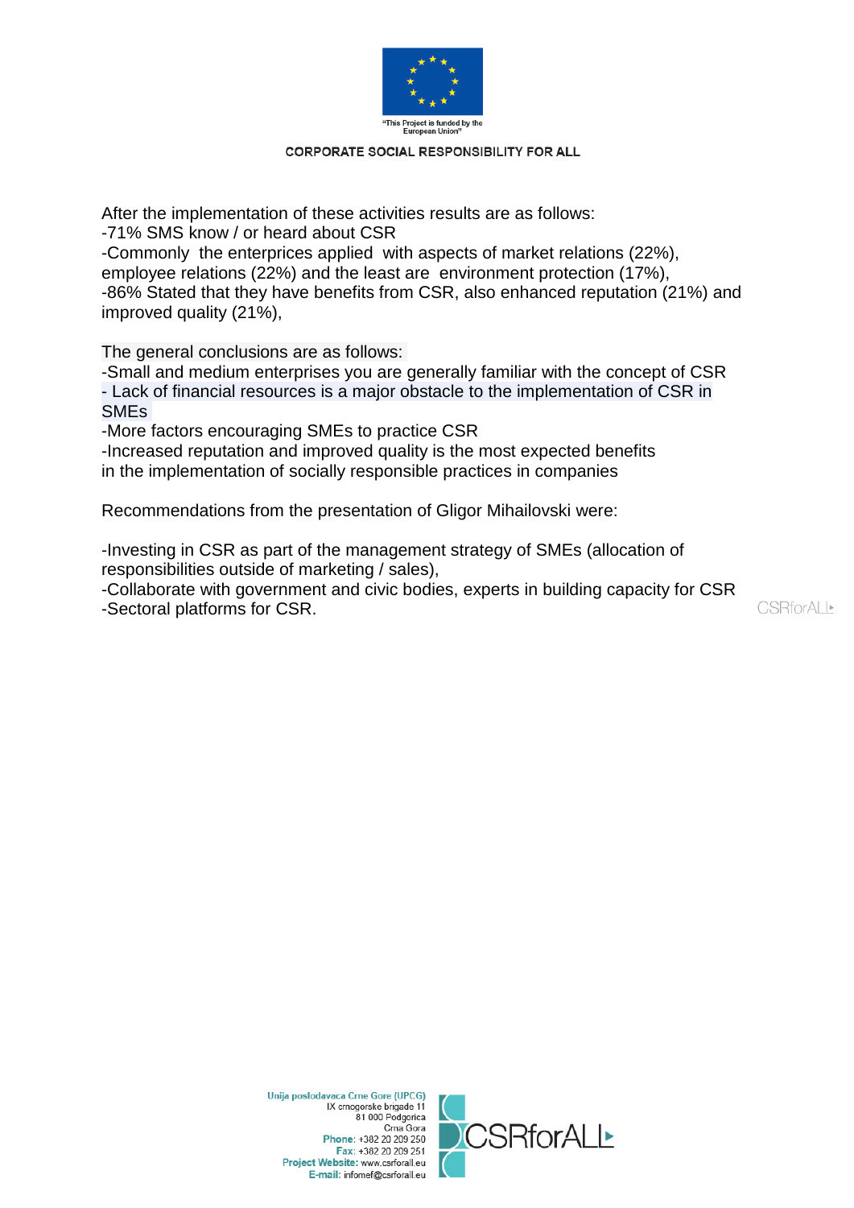After the implementation of these activities results are as follows:

-71% SMS know / or heard about CSR

-Commonly the enterprices applied with aspects of market relations (22%), employee relations (22%) and the least are environment protection (17%),

-86% Stated that they have benefits from CSR, also enhanced reputation (21%) and improved quality (21%),

The general conclusions are as follows:

-Small and medium enterprises you are generally familiar with the concept of CSR

- Lack of financial resources is a major obstacle to the implementation of CSR in SMEs

-More factors encouraging SMEs to practice CSR

-Increased reputation and improved quality is the most expected benefits in the implementation of socially responsible practices in companies

Recommendations from the presentation of Gligor Mihailovski were:

-Investing in CSR as part of the management strategy of SMEs (allocation of responsibilities outside of marketing / sales),

-Collaborate with government and civic bodies, experts in building capacity for CSR

-Sectoral platforms for CSR.